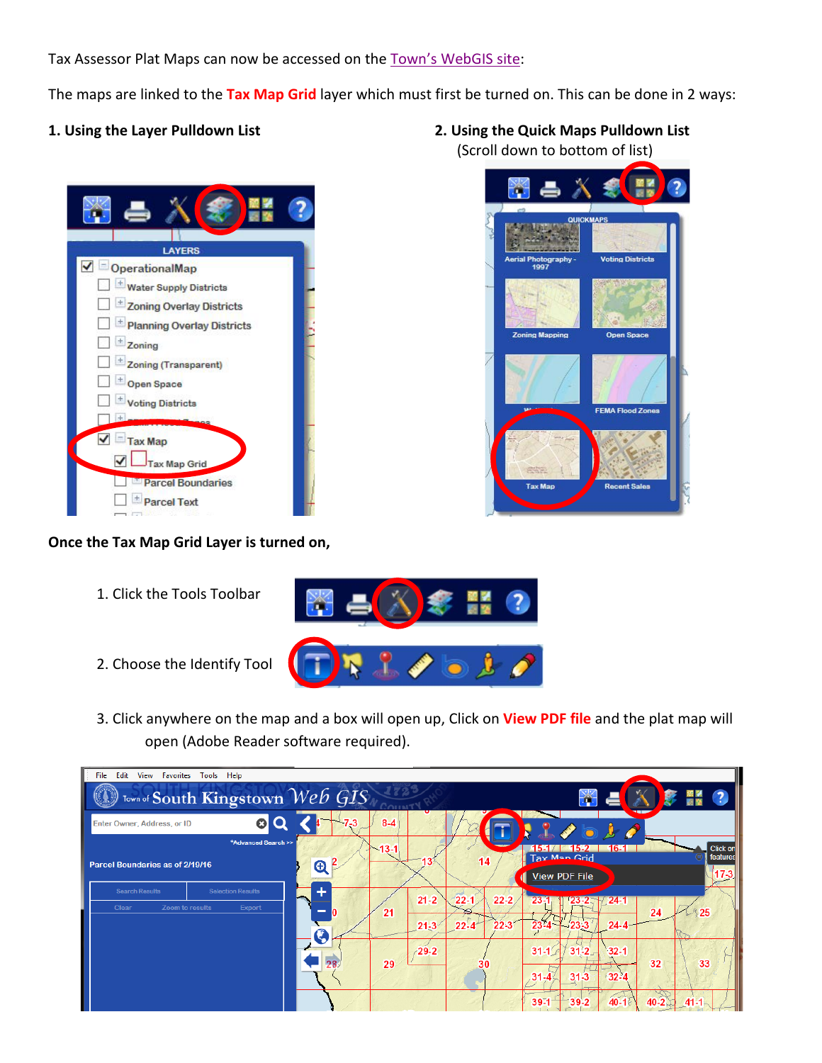Tax Assessor Plat Maps can now be accessed on the Town's WebGIS site:

The maps are linked to the **Tax Map Grid** layer which must first be turned on. This can be done in 2 ways:

**1. Using the Layer Pulldown List**

**2. Using the Quick Maps Pulldown List**
(Scroll down to bottom of list)

**Once the Tax Map Grid Layer is turned on,**

1. Click the Tools Toolbar

2. Choose the Identify Tool

3. Click anywhere on the map and a box will open up, Click on **View PDF file** and the plat map will open (Adobe Reader software required).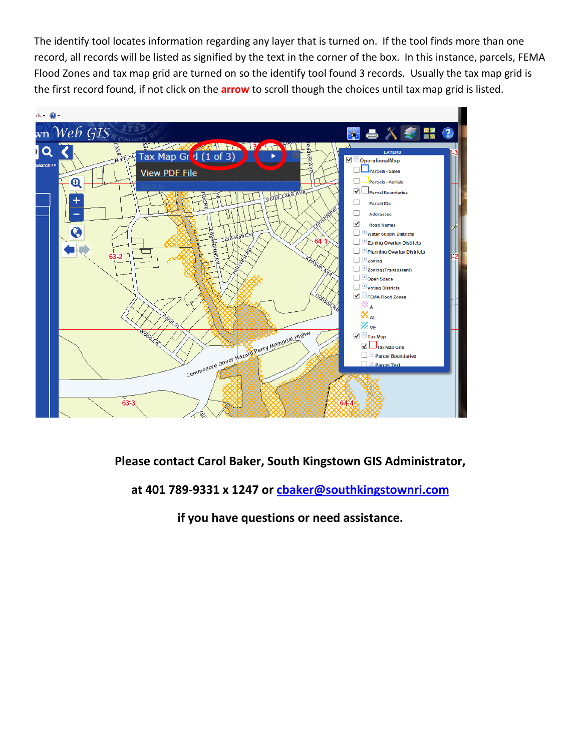The identify tool locates information regarding any layer that is turned on. If the tool finds more than one record, all records will be listed as signified by the text in the corner of the box. In this instance, parcels, FEMA Flood Zones and tax map grid are turned on so the identify tool found 3 records. Usually the tax map grid is the first record found, if not click on the **arrow** to scroll though the choices until tax map grid is listed.

**Please contact Carol Baker, South Kingstown GIS Administrator,**

**at 401 789-9331 x 1247 or [cbaker@southkingstownri.com](mailto:cbaker@southkingstownri.com)**

**if you have questions or need assistance.**